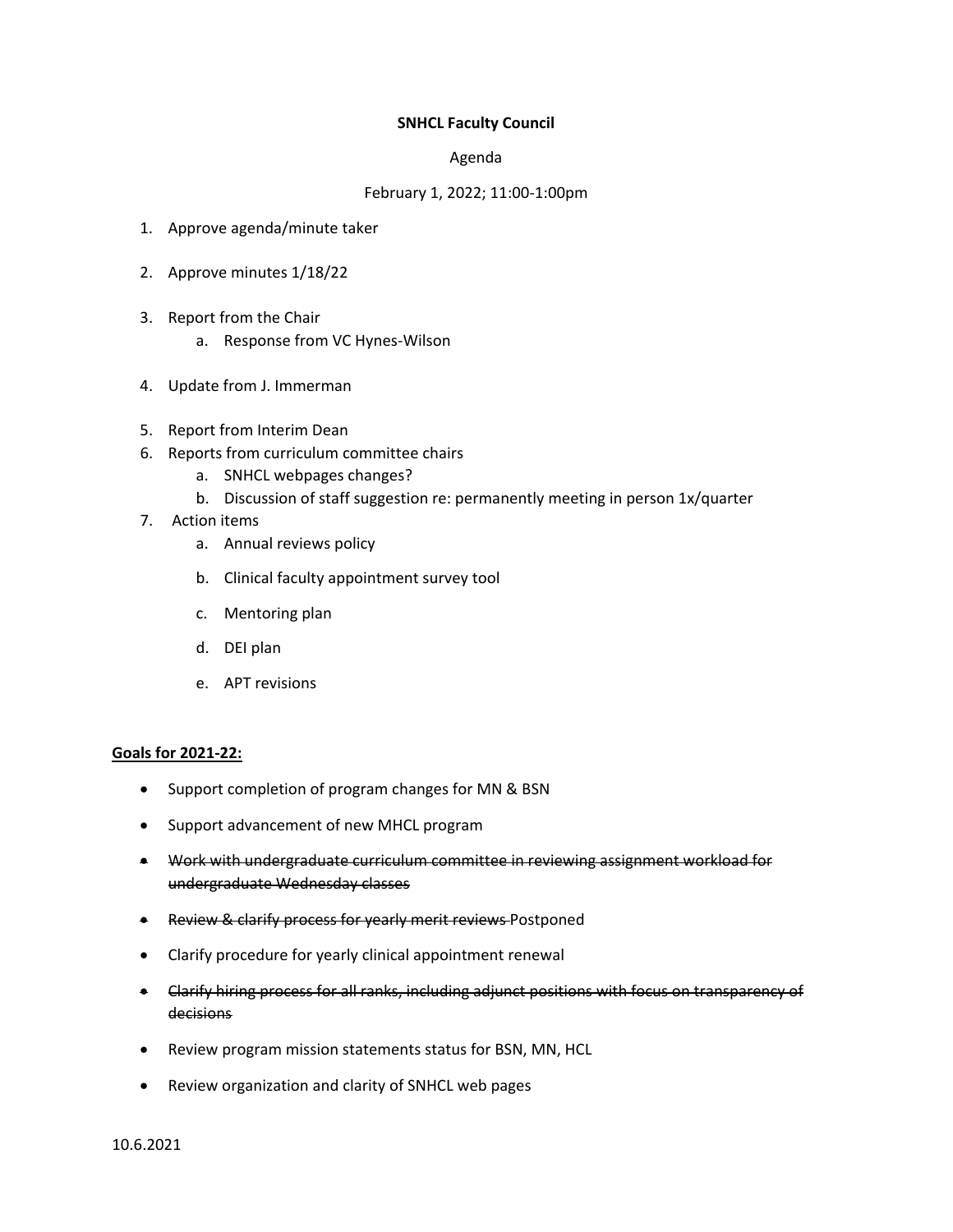**SNHCL Faculty Council**

Agenda

February 1, 2022; 11:00-1:00pm

1. Approve agenda/minute taker
2. Approve minutes 1/18/22
3. Report from the Chair
    a. Response from VC Hynes-Wilson
4. Update from J. Immerman
5. Report from Interim Dean
6. Reports from curriculum committee chairs
    a. SNHCL webpages changes?
    b. Discussion of staff suggestion re: permanently meeting in person 1x/quarter
7. Action items
    a. Annual reviews policy
    b. Clinical faculty appointment survey tool
    c. Mentoring plan
    d. DEI plan
    e. APT revisions

**Goals for 2021-22:**

- Support completion of program changes for MN & BSN
- Support advancement of new MHCL program
- ~~Work with undergraduate curriculum committee in reviewing assignment workload for undergraduate Wednesday classes~~
- ~~Review & clarify process for yearly merit reviews~~ Postponed
- Clarify procedure for yearly clinical appointment renewal
- ~~Clarify hiring process for all ranks, including adjunct positions with focus on transparency of decisions~~
- Review program mission statements status for BSN, MN, HCL
- Review organization and clarity of SNHCL web pages

10.6.2021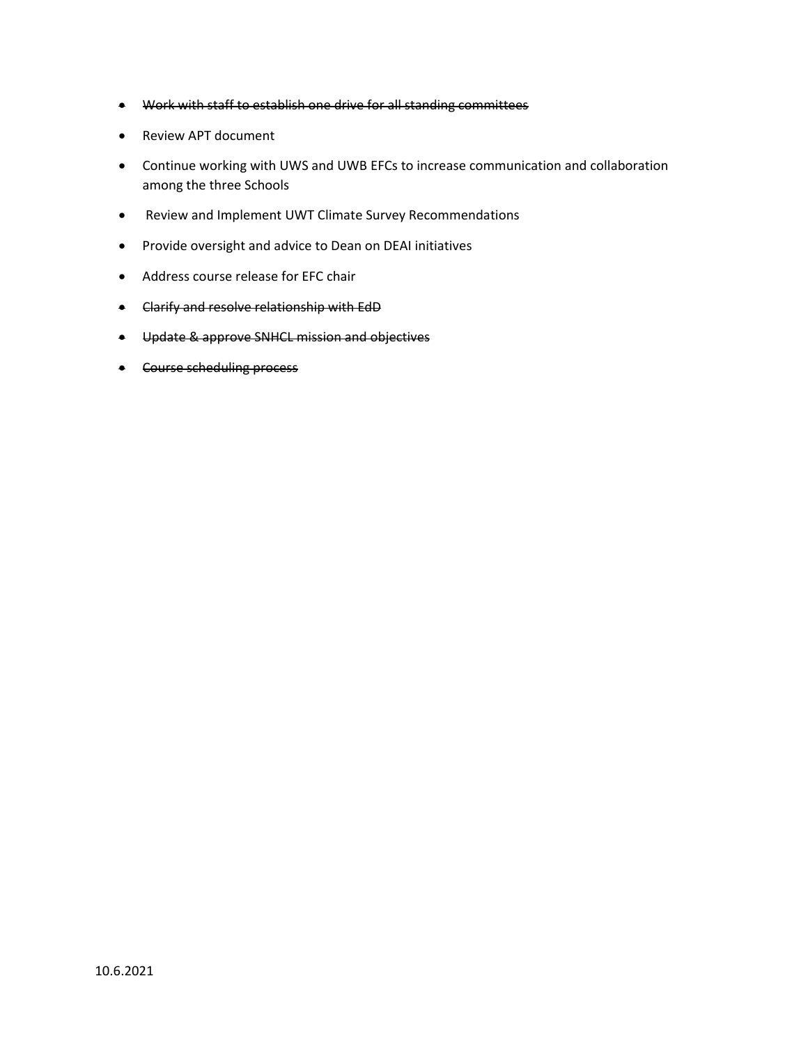- ~~Work with staff to establish one drive for all standing committees~~
- Review APT document
- Continue working with UWS and UWB EFCs to increase communication and collaboration among the three Schools
- Review and Implement UWT Climate Survey Recommendations
- Provide oversight and advice to Dean on DEAI initiatives
- Address course release for EFC chair
- ~~Clarify and resolve relationship with EdD~~
- ~~Update & approve SNHCL mission and objectives~~
- ~~Course scheduling process~~

10.6.2021